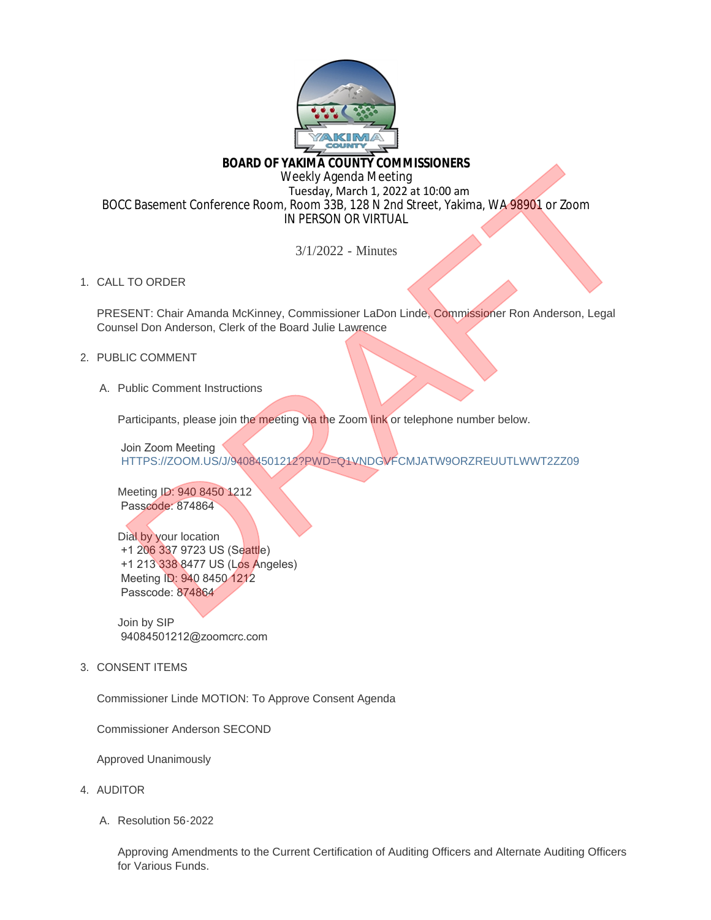**BOARD OF YAKIMA COUNTY COMMISSIONERS**
Weekly Agenda Meeting
Tuesday, March 1, 2022 at 10:00 am
BOCC Basement Conference Room, Room 33B, 128 N 2nd Street, Yakima, WA 98901 or Zoom
IN PERSON OR VIRTUAL

3/1/2022 - Minutes

1. CALL TO ORDER

   PRESENT: Chair Amanda McKinney, Commissioner LaDon Linde, Commissioner Ron Anderson, Legal Counsel Don Anderson, Clerk of the Board Julie Lawrence

2. PUBLIC COMMENT

   A. Public Comment Instructions

      Participants, please join the meeting via the Zoom link or telephone number below.

      Join Zoom Meeting
      HTTPS://ZOOM.US/J/94084501212?PWD=Q1VNDGVFCMJATW9ORZREUUTLWWT2ZZ09

      Meeting ID: 940 8450 1212
      Passcode: 874864

      Dial by your location
      +1 206 337 9723 US (Seattle)
      +1 213 338 8477 US (Los Angeles)
      Meeting ID: 940 8450 1212
      Passcode: 874864

      Join by SIP
      94084501212@zoomcrc.com

3. CONSENT ITEMS

   Commissioner Linde MOTION: To Approve Consent Agenda

   Commissioner Anderson SECOND

   Approved Unanimously

4. AUDITOR

   A. Resolution 56-2022

      Approving Amendments to the Current Certification of Auditing Officers and Alternate Auditing Officers for Various Funds.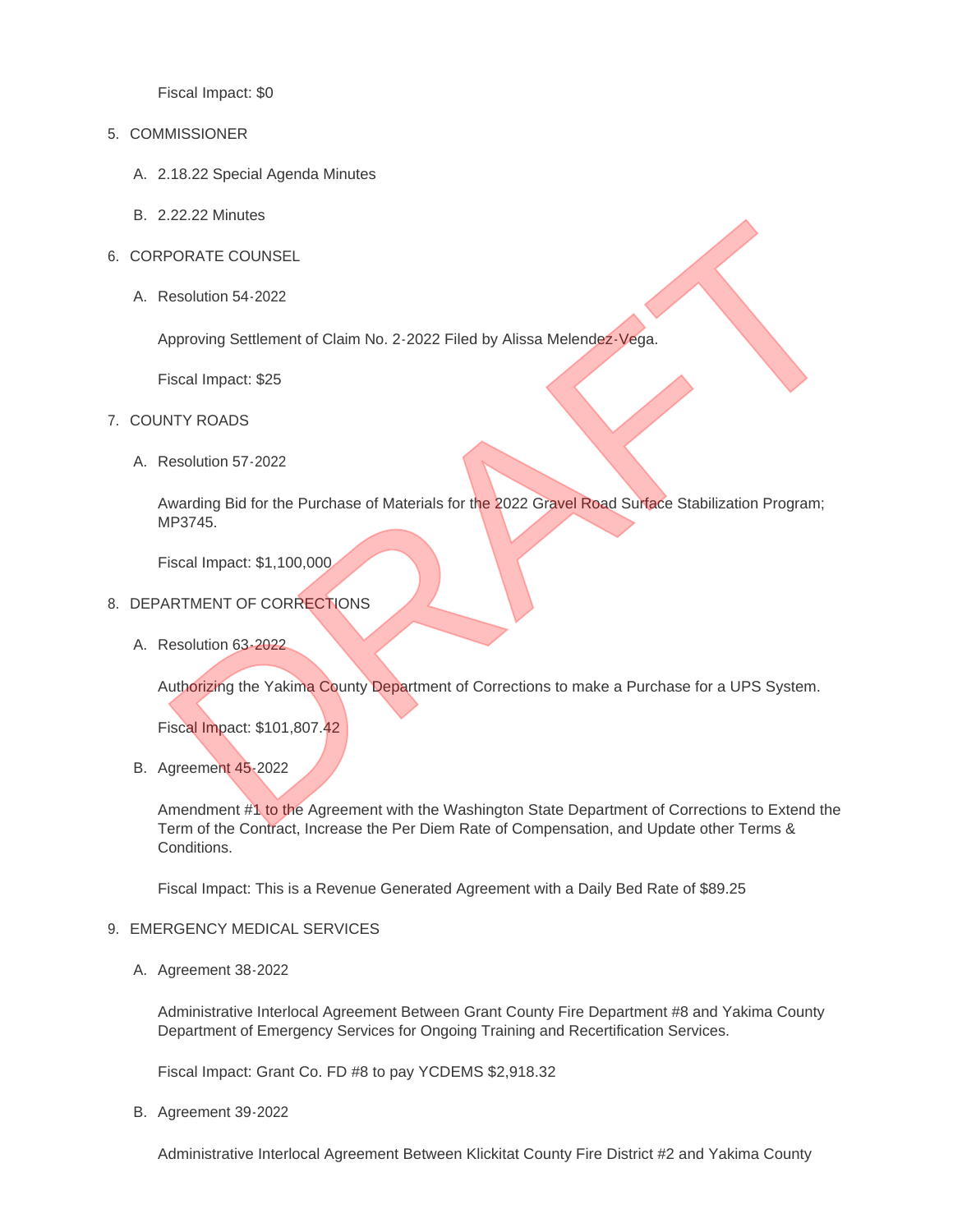Fiscal Impact: $0

5. COMMISSIONER

   A. 2.18.22 Special Agenda Minutes

   B. 2.22.22 Minutes

6. CORPORATE COUNSEL

   A. Resolution 54-2022

      Approving Settlement of Claim No. 2-2022 Filed by Alissa Melendez-Vega.

      Fiscal Impact: $25

7. COUNTY ROADS

   A. Resolution 57-2022

      Awarding Bid for the Purchase of Materials for the 2022 Gravel Road Surface Stabilization Program; MP3745.

      Fiscal Impact: $1,100,000

8. DEPARTMENT OF CORRECTIONS

   A. Resolution 63-2022

      Authorizing the Yakima County Department of Corrections to make a Purchase for a UPS System.

      Fiscal Impact: $101,807.42

   B. Agreement 45-2022

      Amendment #1 to the Agreement with the Washington State Department of Corrections to Extend the Term of the Contract, Increase the Per Diem Rate of Compensation, and Update other Terms & Conditions.

      Fiscal Impact: This is a Revenue Generated Agreement with a Daily Bed Rate of $89.25

9. EMERGENCY MEDICAL SERVICES

   A. Agreement 38-2022

      Administrative Interlocal Agreement Between Grant County Fire Department #8 and Yakima County Department of Emergency Services for Ongoing Training and Recertification Services.

      Fiscal Impact: Grant Co. FD #8 to pay YCDEMS $2,918.32

   B. Agreement 39-2022

      Administrative Interlocal Agreement Between Klickitat County Fire District #2 and Yakima County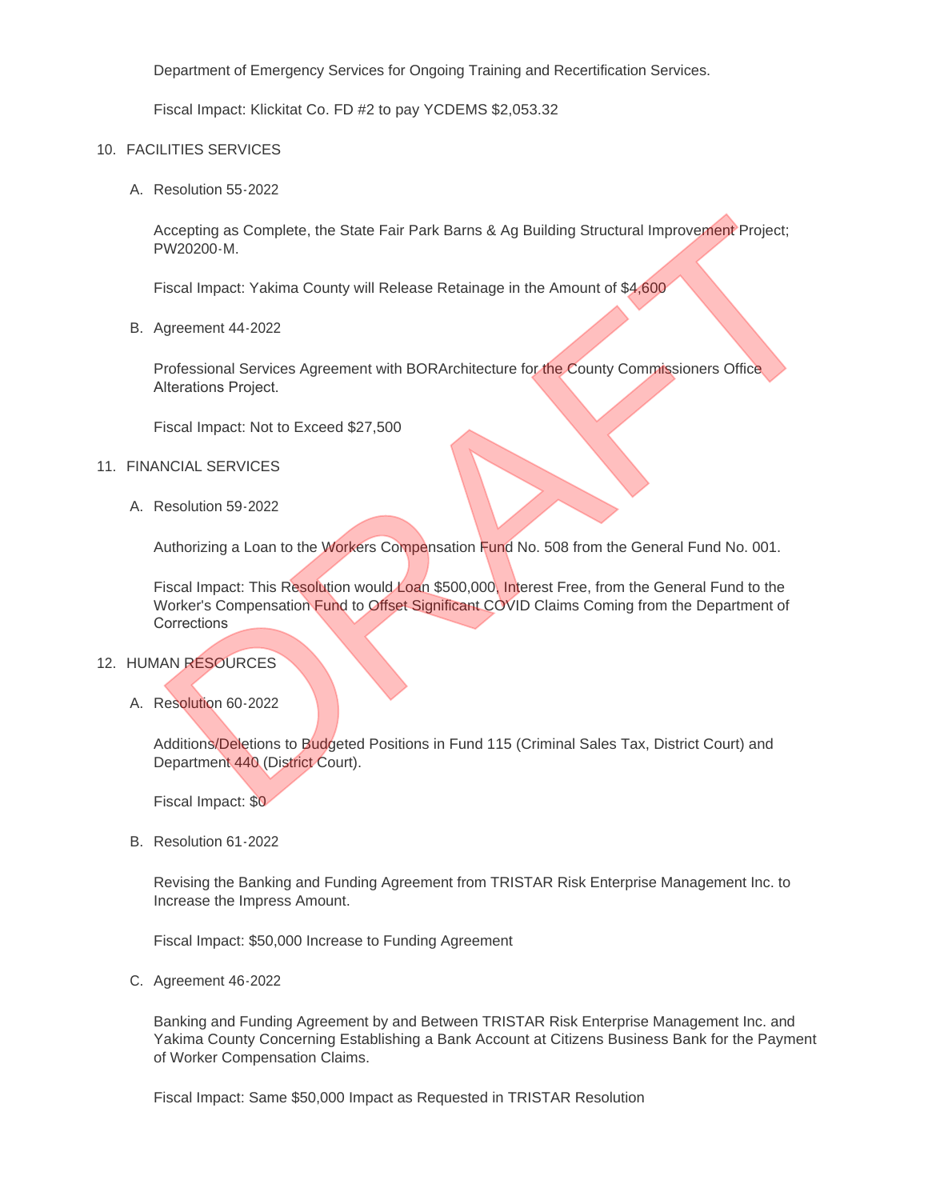Department of Emergency Services for Ongoing Training and Recertification Services.

Fiscal Impact: Klickitat Co. FD #2 to pay YCDEMS $2,053.32

10. FACILITIES SERVICES

    A. Resolution 55-2022

       Accepting as Complete, the State Fair Park Barns & Ag Building Structural Improvement Project; PW20200-M.

       Fiscal Impact: Yakima County will Release Retainage in the Amount of $4,600

    B. Agreement 44-2022

       Professional Services Agreement with BORArchitecture for the County Commissioners Office Alterations Project.

       Fiscal Impact: Not to Exceed $27,500

11. FINANCIAL SERVICES

    A. Resolution 59-2022

       Authorizing a Loan to the Workers Compensation Fund No. 508 from the General Fund No. 001.

       Fiscal Impact: This Resolution would Loan $500,000, Interest Free, from the General Fund to the Worker's Compensation Fund to Offset Significant COVID Claims Coming from the Department of Corrections

12. HUMAN RESOURCES

    A. Resolution 60-2022

       Additions/Deletions to Budgeted Positions in Fund 115 (Criminal Sales Tax, District Court) and Department 440 (District Court).

       Fiscal Impact: $0

    B. Resolution 61-2022

       Revising the Banking and Funding Agreement from TRISTAR Risk Enterprise Management Inc. to Increase the Impress Amount.

       Fiscal Impact: $50,000 Increase to Funding Agreement

    C. Agreement 46-2022

       Banking and Funding Agreement by and Between TRISTAR Risk Enterprise Management Inc. and Yakima County Concerning Establishing a Bank Account at Citizens Business Bank for the Payment of Worker Compensation Claims.

       Fiscal Impact: Same $50,000 Impact as Requested in TRISTAR Resolution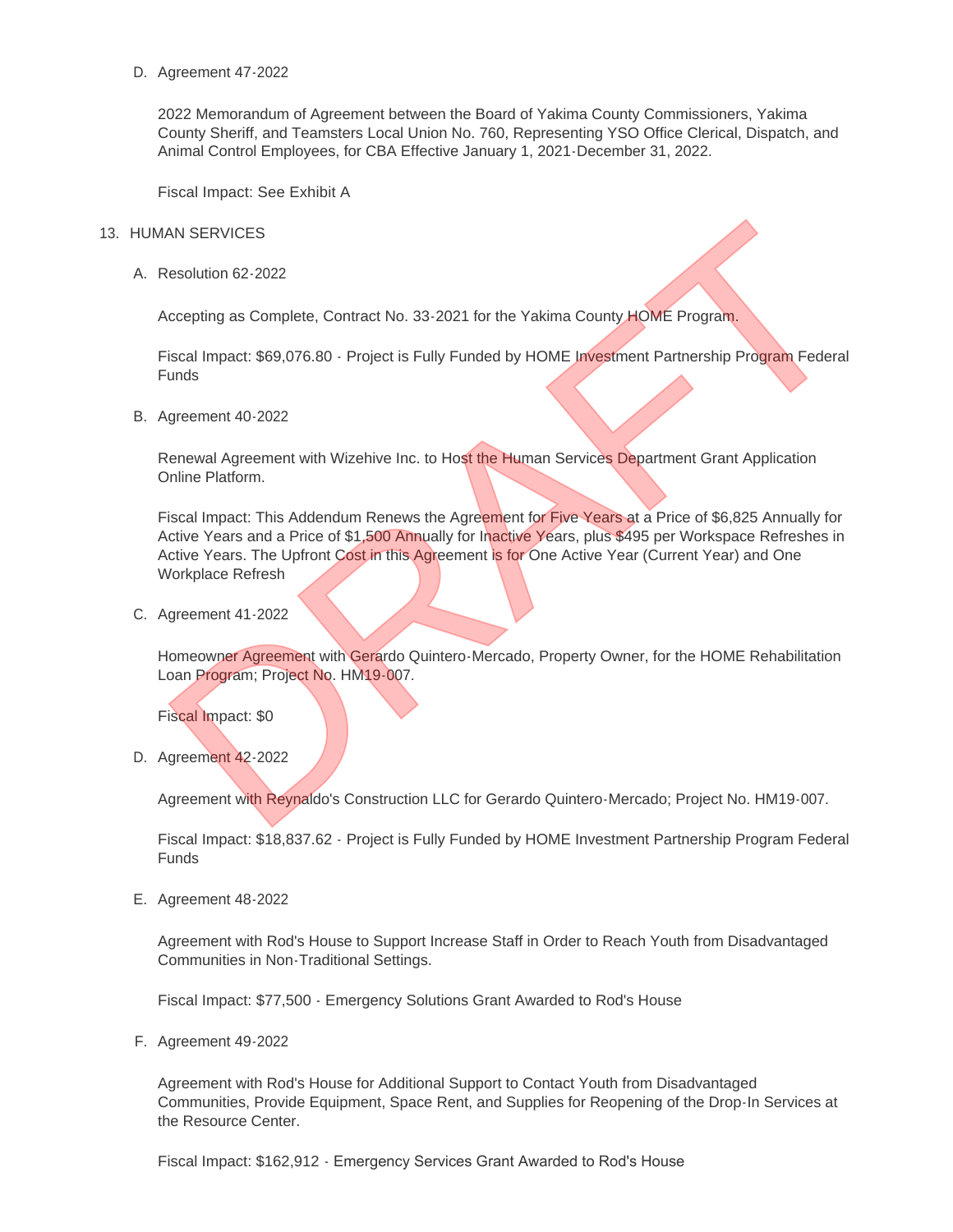D. Agreement 47-2022

2022 Memorandum of Agreement between the Board of Yakima County Commissioners, Yakima County Sheriff, and Teamsters Local Union No. 760, Representing YSO Office Clerical, Dispatch, and Animal Control Employees, for CBA Effective January 1, 2021-December 31, 2022.

Fiscal Impact: See Exhibit A

13. HUMAN SERVICES

A. Resolution 62-2022

Accepting as Complete, Contract No. 33-2021 for the Yakima County HOME Program.

Fiscal Impact: $69,076.80 - Project is Fully Funded by HOME Investment Partnership Program Federal Funds

B. Agreement 40-2022

Renewal Agreement with Wizehive Inc. to Host the Human Services Department Grant Application Online Platform.

Fiscal Impact: This Addendum Renews the Agreement for Five Years at a Price of $6,825 Annually for Active Years and a Price of $1,500 Annually for Inactive Years, plus $495 per Workspace Refreshes in Active Years. The Upfront Cost in this Agreement is for One Active Year (Current Year) and One Workplace Refresh

C. Agreement 41-2022

Homeowner Agreement with Gerardo Quintero-Mercado, Property Owner, for the HOME Rehabilitation Loan Program; Project No. HM19-007.

Fiscal Impact: $0

D. Agreement 42-2022

Agreement with Reynaldo's Construction LLC for Gerardo Quintero-Mercado; Project No. HM19-007.

Fiscal Impact: $18,837.62 - Project is Fully Funded by HOME Investment Partnership Program Federal Funds

E. Agreement 48-2022

Agreement with Rod's House to Support Increase Staff in Order to Reach Youth from Disadvantaged Communities in Non-Traditional Settings.

Fiscal Impact: $77,500 - Emergency Solutions Grant Awarded to Rod's House

F. Agreement 49-2022

Agreement with Rod's House for Additional Support to Contact Youth from Disadvantaged Communities, Provide Equipment, Space Rent, and Supplies for Reopening of the Drop-In Services at the Resource Center.

Fiscal Impact: $162,912 - Emergency Services Grant Awarded to Rod's House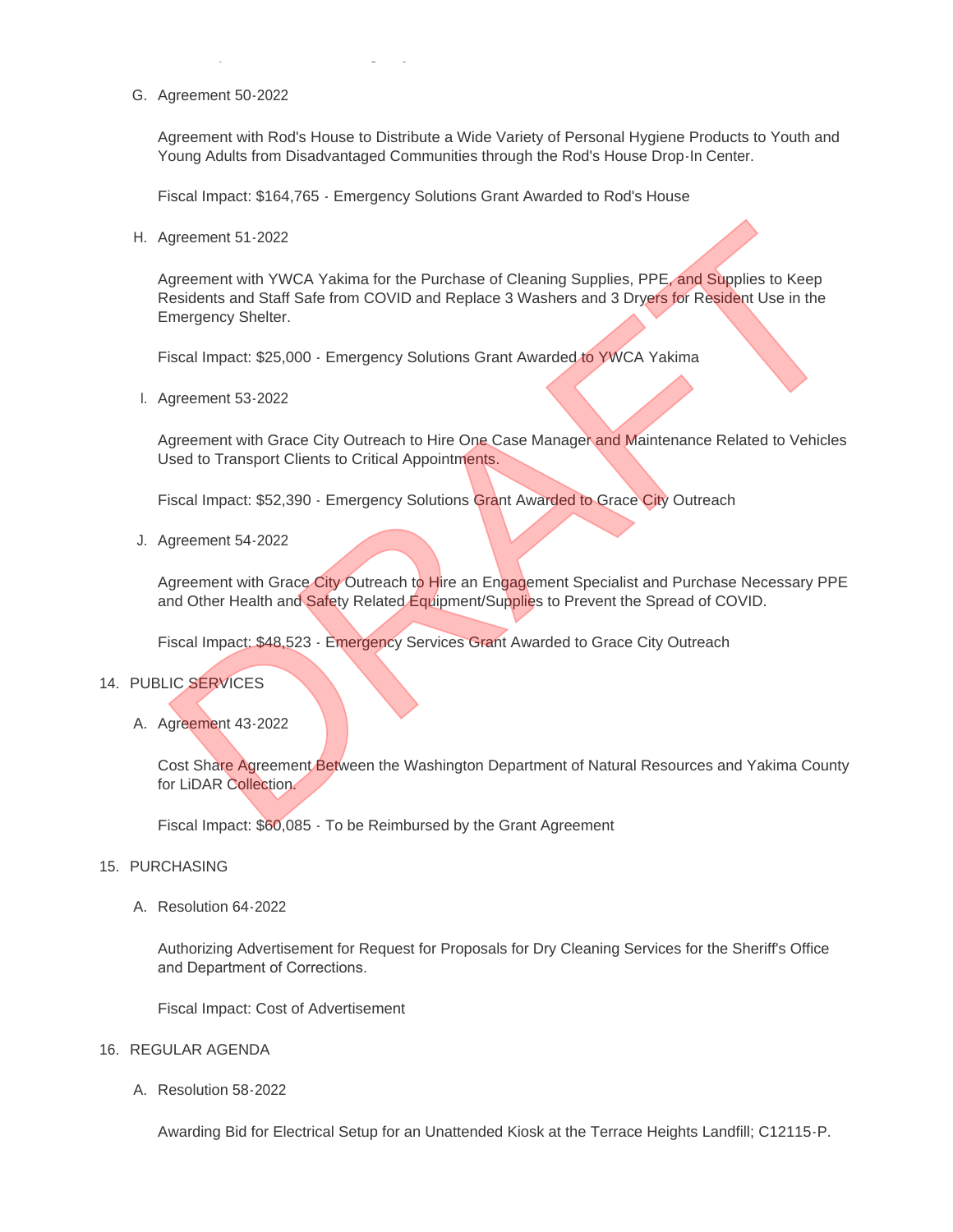G. Agreement 50-2022

   Agreement with Rod's House to Distribute a Wide Variety of Personal Hygiene Products to Youth and Young Adults from Disadvantaged Communities through the Rod's House Drop-In Center.

   Fiscal Impact: $164,765 - Emergency Solutions Grant Awarded to Rod's House

H. Agreement 51-2022

   Agreement with YWCA Yakima for the Purchase of Cleaning Supplies, PPE, and Supplies to Keep Residents and Staff Safe from COVID and Replace 3 Washers and 3 Dryers for Resident Use in the Emergency Shelter.

   Fiscal Impact: $25,000 - Emergency Solutions Grant Awarded to YWCA Yakima

I. Agreement 53-2022

   Agreement with Grace City Outreach to Hire One Case Manager and Maintenance Related to Vehicles Used to Transport Clients to Critical Appointments.

   Fiscal Impact: $52,390 - Emergency Solutions Grant Awarded to Grace City Outreach

J. Agreement 54-2022

   Agreement with Grace City Outreach to Hire an Engagement Specialist and Purchase Necessary PPE and Other Health and Safety Related Equipment/Supplies to Prevent the Spread of COVID.

   Fiscal Impact: $48,523 - Emergency Services Grant Awarded to Grace City Outreach

14. PUBLIC SERVICES

   A. Agreement 43-2022

      Cost Share Agreement Between the Washington Department of Natural Resources and Yakima County for LiDAR Collection.

      Fiscal Impact: $60,085 - To be Reimbursed by the Grant Agreement

15. PURCHASING

   A. Resolution 64-2022

      Authorizing Advertisement for Request for Proposals for Dry Cleaning Services for the Sheriff's Office and Department of Corrections.

      Fiscal Impact: Cost of Advertisement

16. REGULAR AGENDA

   A. Resolution 58-2022

      Awarding Bid for Electrical Setup for an Unattended Kiosk at the Terrace Heights Landfill; C12115-P.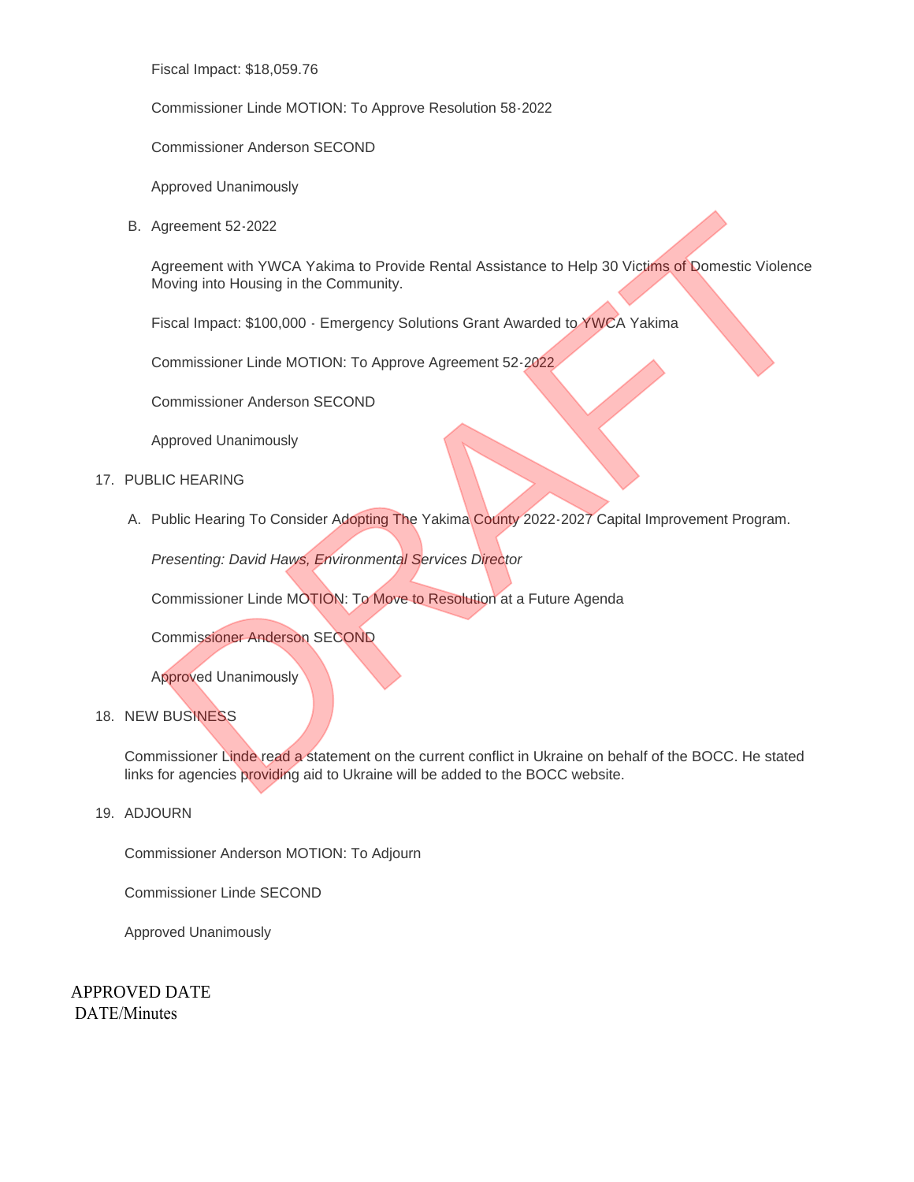Fiscal Impact: $18,059.76

Commissioner Linde MOTION: To Approve Resolution 58-2022

Commissioner Anderson SECOND

Approved Unanimously

B. Agreement 52-2022

Agreement with YWCA Yakima to Provide Rental Assistance to Help 30 Victims of Domestic Violence Moving into Housing in the Community.

Fiscal Impact: $100,000 - Emergency Solutions Grant Awarded to YWCA Yakima

Commissioner Linde MOTION: To Approve Agreement 52-2022

Commissioner Anderson SECOND

Approved Unanimously

17. PUBLIC HEARING

A. Public Hearing To Consider Adopting The Yakima County 2022-2027 Capital Improvement Program.

*Presenting: David Haws, Environmental Services Director*

Commissioner Linde MOTION: To Move to Resolution at a Future Agenda

Commissioner Anderson SECOND

Approved Unanimously

18. NEW BUSINESS

Commissioner Linde read a statement on the current conflict in Ukraine on behalf of the BOCC. He stated links for agencies providing aid to Ukraine will be added to the BOCC website.

19. ADJOURN

Commissioner Anderson MOTION: To Adjourn

Commissioner Linde SECOND

Approved Unanimously

APPROVED DATE
DATE/Minutes